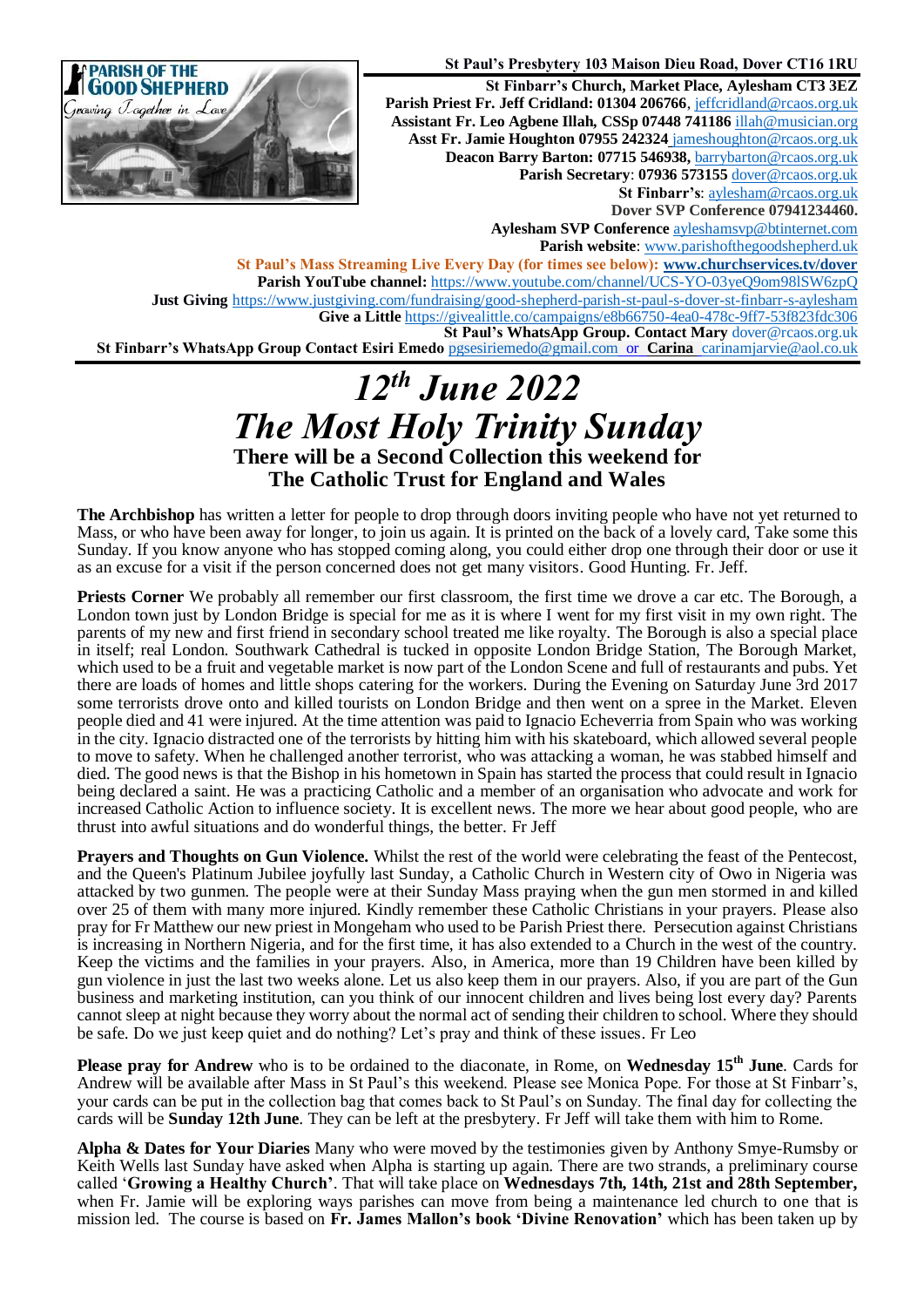**PARISH OF THE GOOD SHEPHERD**
*Growing Together in Love*

**St Paul's Presbytery 103 Maison Dieu Road, Dover CT16 1RU**
**St Finbarr's Church, Market Place, Aylesham CT3 3EZ**
**Parish Priest Fr. Jeff Cridland: 01304 206766**, jeffcridland@rcaos.org.uk
**Assistant Fr. Leo Agbene Illah, CSSp 07448 741186** illah@musician.org
**Asst Fr. Jamie Houghton 07955 242324** jameshoughton@rcaos.org.uk
**Deacon Barry Barton: 07715 546938,** barrybarton@rcaos.org.uk
**Parish Secretary**: **07936 573155** dover@rcaos.org.uk
**St Finbarr's**: aylesham@rcaos.org.uk
**Dover SVP Conference 07941234460.**
**Aylesham SVP Conference** ayleshamsvp@btinternet.com
**Parish website**: www.parishofthegoodshepherd.uk
**St Paul's Mass Streaming Live Every Day (for times see below): www.churchservices.tv/dover**
**Parish YouTube channel:** https://www.youtube.com/channel/UCS-YO-03yeQ9om98lSW6zpQ
**Just Giving** https://www.justgiving.com/fundraising/good-shepherd-parish-st-paul-s-dover-st-finbarr-s-aylesham
**Give a Little** https://givealittle.co/campaigns/e8b66750-4ea0-478c-9ff7-53f823fdc306
**St Paul's WhatsApp Group. Contact Mary** dover@rcaos.org.uk
**St Finbarr's WhatsApp Group Contact Esiri Emedo** pgsesiriemedo@gmail.com or **Carina** carinamjarvie@aol.co.uk

# *12th June 2022*
# *The Most Holy Trinity Sunday*
### There will be a Second Collection this weekend for The Catholic Trust for England and Wales

**The Archbishop** has written a letter for people to drop through doors inviting people who have not yet returned to Mass, or who have been away for longer, to join us again. It is printed on the back of a lovely card, Take some this Sunday. If you know anyone who has stopped coming along, you could either drop one through their door or use it as an excuse for a visit if the person concerned does not get many visitors. Good Hunting. Fr. Jeff.

**Priests Corner** We probably all remember our first classroom, the first time we drove a car etc. The Borough, a London town just by London Bridge is special for me as it is where I went for my first visit in my own right. The parents of my new and first friend in secondary school treated me like royalty. The Borough is also a special place in itself; real London. Southwark Cathedral is tucked in opposite London Bridge Station, The Borough Market, which used to be a fruit and vegetable market is now part of the London Scene and full of restaurants and pubs. Yet there are loads of homes and little shops catering for the workers. During the Evening on Saturday June 3rd 2017 some terrorists drove onto and killed tourists on London Bridge and then went on a spree in the Market. Eleven people died and 41 were injured. At the time attention was paid to Ignacio Echeverria from Spain who was working in the city. Ignacio distracted one of the terrorists by hitting him with his skateboard, which allowed several people to move to safety. When he challenged another terrorist, who was attacking a woman, he was stabbed himself and died. The good news is that the Bishop in his hometown in Spain has started the process that could result in Ignacio being declared a saint. He was a practicing Catholic and a member of an organisation who advocate and work for increased Catholic Action to influence society. It is excellent news. The more we hear about good people, who are thrust into awful situations and do wonderful things, the better. Fr Jeff

**Prayers and Thoughts on Gun Violence.** Whilst the rest of the world were celebrating the feast of the Pentecost, and the Queen's Platinum Jubilee joyfully last Sunday, a Catholic Church in Western city of Owo in Nigeria was attacked by two gunmen. The people were at their Sunday Mass praying when the gun men stormed in and killed over 25 of them with many more injured. Kindly remember these Catholic Christians in your prayers. Please also pray for Fr Matthew our new priest in Mongeham who used to be Parish Priest there. Persecution against Christians is increasing in Northern Nigeria, and for the first time, it has also extended to a Church in the west of the country. Keep the victims and the families in your prayers. Also, in America, more than 19 Children have been killed by gun violence in just the last two weeks alone. Let us also keep them in our prayers. Also, if you are part of the Gun business and marketing institution, can you think of our innocent children and lives being lost every day? Parents cannot sleep at night because they worry about the normal act of sending their children to school. Where they should be safe. Do we just keep quiet and do nothing? Let's pray and think of these issues. Fr Leo

**Please pray for Andrew** who is to be ordained to the diaconate, in Rome, on **Wednesday 15th June**. Cards for Andrew will be available after Mass in St Paul's this weekend. Please see Monica Pope. For those at St Finbarr's, your cards can be put in the collection bag that comes back to St Paul's on Sunday. The final day for collecting the cards will be **Sunday 12th June**. They can be left at the presbytery. Fr Jeff will take them with him to Rome.

**Alpha & Dates for Your Diaries** Many who were moved by the testimonies given by Anthony Smye-Rumsby or Keith Wells last Sunday have asked when Alpha is starting up again. There are two strands, a preliminary course called '**Growing a Healthy Church**'. That will take place on **Wednesdays 7th, 14th, 21st and 28th September,** when Fr. Jamie will be exploring ways parishes can move from being a maintenance led church to one that is mission led. The course is based on **Fr. James Mallon's book 'Divine Renovation'** which has been taken up by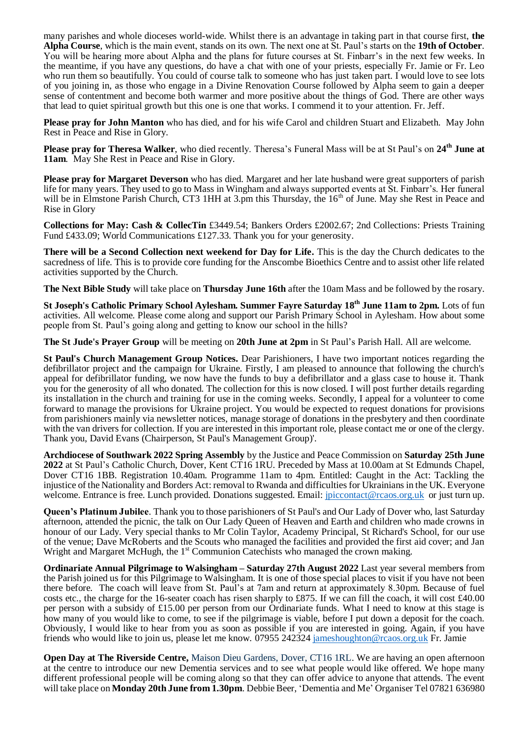many parishes and whole dioceses world-wide. Whilst there is an advantage in taking part in that course first, **the Alpha Course**, which is the main event, stands on its own. The next one at St. Paul's starts on the **19th of October**. You will be hearing more about Alpha and the plans for future courses at St. Finbarr's in the next few weeks. In the meantime, if you have any questions, do have a chat with one of your priests, especially Fr. Jamie or Fr. Leo who run them so beautifully. You could of course talk to someone who has just taken part. I would love to see lots of you joining in, as those who engage in a Divine Renovation Course followed by Alpha seem to gain a deeper sense of contentment and become both warmer and more positive about the things of God. There are other ways that lead to quiet spiritual growth but this one is one that works. I commend it to your attention. Fr. Jeff.

**Please pray for John Manton** who has died, and for his wife Carol and children Stuart and Elizabeth. May John Rest in Peace and Rise in Glory.

**Please pray for Theresa Walker**, who died recently. Theresa's Funeral Mass will be at St Paul's on **24th June at 11am**. May She Rest in Peace and Rise in Glory.

**Please pray for Margaret Deverson** who has died. Margaret and her late husband were great supporters of parish life for many years. They used to go to Mass in Wingham and always supported events at St. Finbarr's. Her funeral will be in Elmstone Parish Church, CT3 1HH at 3.pm this Thursday, the 16th of June. May she Rest in Peace and Rise in Glory

**Collections for May: Cash & CollecTin** £3449.54; Bankers Orders £2002.67; 2nd Collections: Priests Training Fund £433.09; World Communications £127.33. Thank you for your generosity.

**There will be a Second Collection next weekend for Day for Life.** This is the day the Church dedicates to the sacredness of life. This is to provide core funding for the Anscombe Bioethics Centre and to assist other life related activities supported by the Church.

**The Next Bible Study** will take place on **Thursday June 16th** after the 10am Mass and be followed by the rosary.

**St Joseph's Catholic Primary School Aylesham. Summer Fayre Saturday 18th June 11am to 2pm.** Lots of fun activities. All welcome. Please come along and support our Parish Primary School in Aylesham. How about some people from St. Paul's going along and getting to know our school in the hills?

**The St Jude's Prayer Group** will be meeting on **20th June at 2pm** in St Paul's Parish Hall. All are welcome.

**St Paul's Church Management Group Notices.** Dear Parishioners, I have two important notices regarding the defibrillator project and the campaign for Ukraine. Firstly, I am pleased to announce that following the church's appeal for defibrillator funding, we now have the funds to buy a defibrillator and a glass case to house it. Thank you for the generosity of all who donated. The collection for this is now closed. I will post further details regarding its installation in the church and training for use in the coming weeks. Secondly, I appeal for a volunteer to come forward to manage the provisions for Ukraine project. You would be expected to request donations for provisions from parishioners mainly via newsletter notices, manage storage of donations in the presbytery and then coordinate with the van drivers for collection. If you are interested in this important role, please contact me or one of the clergy. Thank you, David Evans (Chairperson, St Paul's Management Group)'.

**Archdiocese of Southwark 2022 Spring Assembly** by the Justice and Peace Commission on **Saturday 25th June 2022** at St Paul's Catholic Church, Dover, Kent CT16 1RU. Preceded by Mass at 10.00am at St Edmunds Chapel, Dover CT16 1BB. Registration 10.40am. Programme 11am to 4pm. Entitled: Caught in the Act: Tackling the injustice of the Nationality and Borders Act: removal to Rwanda and difficulties for Ukrainians in the UK. Everyone welcome. Entrance is free. Lunch provided. Donations suggested. Email: jpiccontact@rcaos.org.uk or just turn up.

**Queen's Platinum Jubilee**. Thank you to those parishioners of St Paul's and Our Lady of Dover who, last Saturday afternoon, attended the picnic, the talk on Our Lady Queen of Heaven and Earth and children who made crowns in honour of our Lady. Very special thanks to Mr Colin Taylor, Academy Principal, St Richard's School, for our use of the venue; Dave McRoberts and the Scouts who managed the facilities and provided the first aid cover; and Jan Wright and Margaret McHugh, the 1st Communion Catechists who managed the crown making.

**Ordinariate Annual Pilgrimage to Walsingham – Saturday 27th August 2022** Last year several members from the Parish joined us for this Pilgrimage to Walsingham. It is one of those special places to visit if you have not been there before. The coach will leave from St. Paul's at 7am and return at approximately 8.30pm. Because of fuel costs etc., the charge for the 16-seater coach has risen sharply to £875. If we can fill the coach, it will cost £40.00 per person with a subsidy of £15.00 per person from our Ordinariate funds. What I need to know at this stage is how many of you would like to come, to see if the pilgrimage is viable, before I put down a deposit for the coach. Obviously, I would like to hear from you as soon as possible if you are interested in going. Again, if you have friends who would like to join us, please let me know. 07955 242324 jameshoughton@rcaos.org.uk Fr. Jamie

**Open Day at The Riverside Centre,** Maison Dieu Gardens, Dover, CT16 1RL. We are having an open afternoon at the centre to introduce our new Dementia services and to see what people would like offered. We hope many different professional people will be coming along so that they can offer advice to anyone that attends. The event will take place on **Monday 20th June from 1.30pm**. Debbie Beer, 'Dementia and Me' Organiser Tel 07821 636980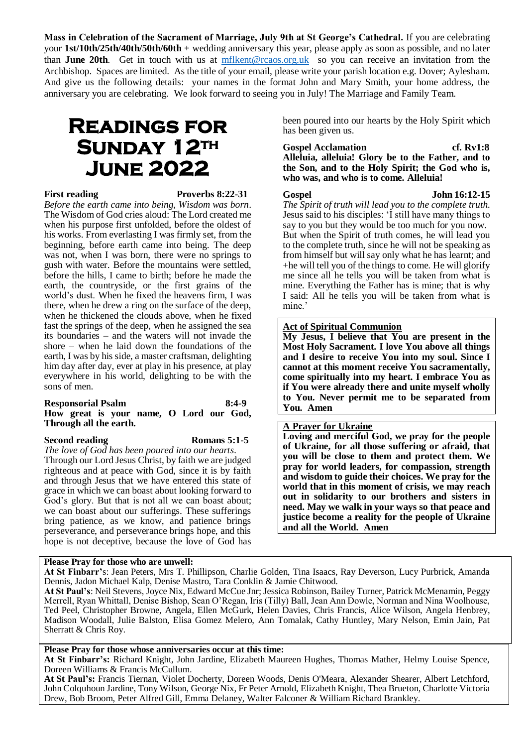**Mass in Celebration of the Sacrament of Marriage, July 9th at St George's Cathedral.** If you are celebrating your **1st/10th/25th/40th/50th/60th +** wedding anniversary this year, please apply as soon as possible, and no later than **June 20th**. Get in touch with us at mflkent@rcaos.org.uk so you can receive an invitation from the Archbishop. Spaces are limited. As the title of your email, please write your parish location e.g. Dover; Aylesham. And give us the following details: your names in the format John and Mary Smith, your home address, the anniversary you are celebrating. We look forward to seeing you in July! The Marriage and Family Team.

# Readings for Sunday 12th June 2022

**First reading** **Proverbs 8:22-31**

*Before the earth came into being, Wisdom was born*.

The Wisdom of God cries aloud: The Lord created me when his purpose first unfolded, before the oldest of his works. From everlasting I was firmly set, from the beginning, before earth came into being. The deep was not, when I was born, there were no springs to gush with water. Before the mountains were settled, before the hills, I came to birth; before he made the earth, the countryside, or the first grains of the world's dust. When he fixed the heavens firm, I was there, when he drew a ring on the surface of the deep, when he thickened the clouds above, when he fixed fast the springs of the deep, when he assigned the sea its boundaries – and the waters will not invade the shore – when he laid down the foundations of the earth, I was by his side, a master craftsman, delighting him day after day, ever at play in his presence, at play everywhere in his world, delighting to be with the sons of men.

**Responsorial Psalm** **8:4-9**

**How great is your name, O Lord our God, Through all the earth.**

**Second reading** **Romans 5:1-5**

*The love of God has been poured into our hearts*.

Through our Lord Jesus Christ, by faith we are judged righteous and at peace with God, since it is by faith and through Jesus that we have entered this state of grace in which we can boast about looking forward to God's glory. But that is not all we can boast about; we can boast about our sufferings. These sufferings bring patience, as we know, and patience brings perseverance, and perseverance brings hope, and this hope is not deceptive, because the love of God has been poured into our hearts by the Holy Spirit which has been given us.

**Gospel Acclamation** **cf. Rv1:8**

**Alleluia, alleluia! Glory be to the Father, and to the Son, and to the Holy Spirit; the God who is, who was, and who is to come. Alleluia!**

**Gospel** **John 16:12-15**

*The Spirit of truth will lead you to the complete truth.*

Jesus said to his disciples: 'I still have many things to say to you but they would be too much for you now. But when the Spirit of truth comes, he will lead you to the complete truth, since he will not be speaking as from himself but will say only what he has learnt; and +he will tell you of the things to come. He will glorify me since all he tells you will be taken from what is mine. Everything the Father has is mine; that is why I said: All he tells you will be taken from what is mine.'

**Act of Spiritual Communion**

**My Jesus, I believe that You are present in the Most Holy Sacrament. I love You above all things and I desire to receive You into my soul. Since I cannot at this moment receive You sacramentally, come spiritually into my heart. I embrace You as if You were already there and unite myself wholly to You. Never permit me to be separated from You. Amen**

**A Prayer for Ukraine**

**Loving and merciful God, we pray for the people of Ukraine, for all those suffering or afraid, that you will be close to them and protect them. We pray for world leaders, for compassion, strength and wisdom to guide their choices. We pray for the world that in this moment of crisis, we may reach out in solidarity to our brothers and sisters in need. May we walk in your ways so that peace and justice become a reality for the people of Ukraine and all the World. Amen**

**Please Pray for those who are unwell:**

**At St Finbarr'**s: Jean Peters, Mrs T. Phillipson, Charlie Golden, Tina Isaacs, Ray Deverson, Lucy Purbrick, Amanda Dennis, Jadon Michael Kalp, Denise Mastro, Tara Conklin & Jamie Chitwood.

**At St Paul's**: Neil Stevens, Joyce Nix, Edward McCue Jnr; Jessica Robinson, Bailey Turner, Patrick McMenamin, Peggy Merrell, Ryan Whittall, Denise Bishop, Sean O'Regan, Iris (Tilly) Ball, Jean Ann Dowle, Norman and Nina Woolhouse, Ted Peel, Christopher Browne, Angela, Ellen McGurk, Helen Davies, Chris Francis, Alice Wilson, Angela Henbrey, Madison Woodall, Julie Balston, Elisa Gomez Melero, Ann Tomalak, Cathy Huntley, Mary Nelson, Emin Jain, Pat Sherratt & Chris Roy.

**Please Pray for those whose anniversaries occur at this time:**

**At St Finbarr's:** Richard Knight, John Jardine, Elizabeth Maureen Hughes, Thomas Mather, Helmy Louise Spence, Doreen Williams & Francis McCullum.

**At St Paul's:** Francis Tiernan, Violet Docherty, Doreen Woods, Denis O'Meara, Alexander Shearer, Albert Letchford, John Colquhoun Jardine, Tony Wilson, George Nix, Fr Peter Arnold, Elizabeth Knight, Thea Brueton, Charlotte Victoria Drew, Bob Broom, Peter Alfred Gill, Emma Delaney, Walter Falconer & William Richard Brankley.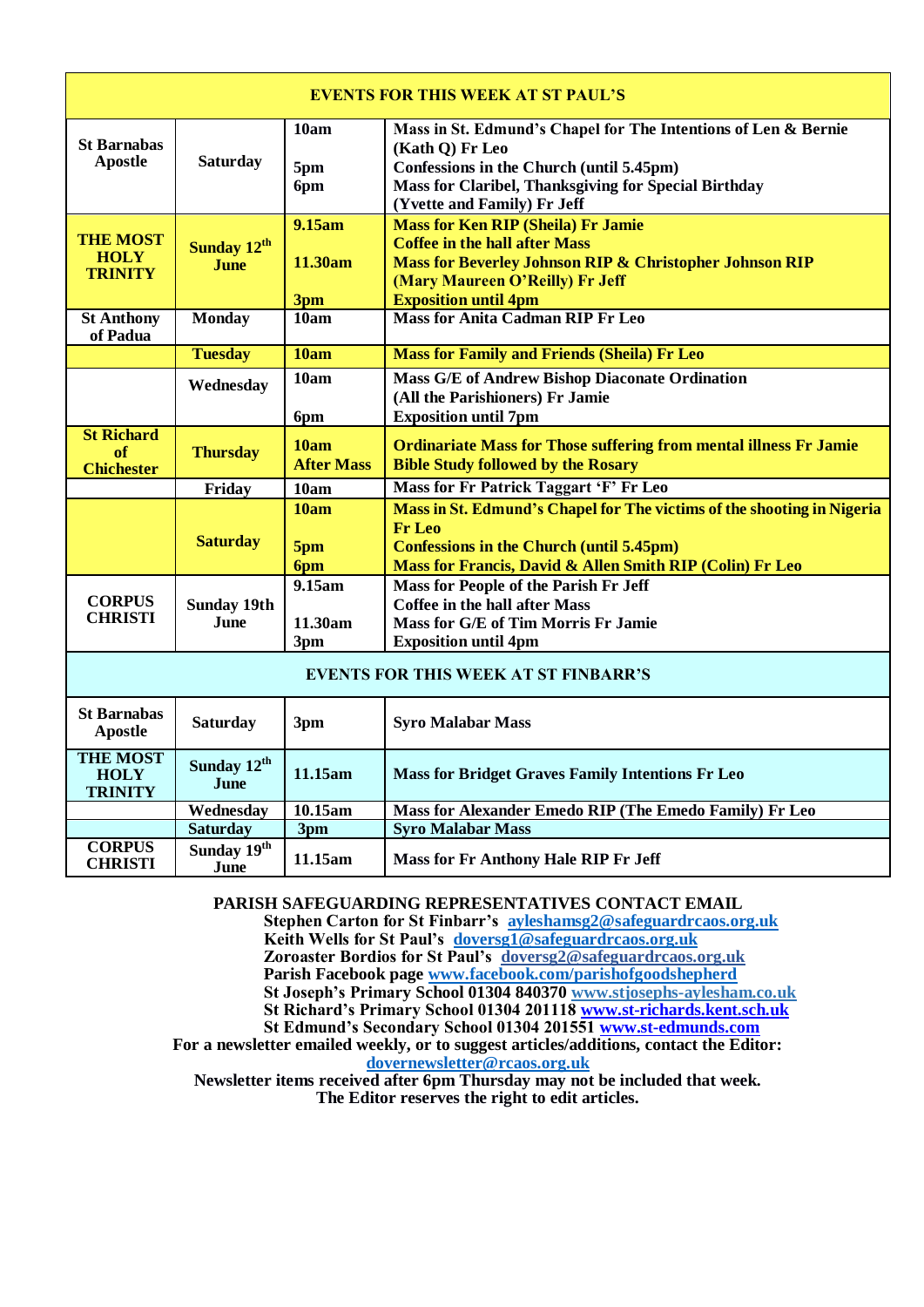| EVENTS FOR THIS WEEK AT ST PAUL'S | | | |
|---|---|---|---|
| **St Barnabas Apostle** | **Saturday** | **10am**<br><br>**5pm**<br>**6pm** | **Mass in St. Edmund's Chapel for The Intentions of Len & Bernie (Kath Q) Fr Leo**<br>**Confessions in the Church (until 5.45pm)**<br>**Mass for Claribel, Thanksgiving for Special Birthday (Yvette and Family) Fr Jeff** |
| **THE MOST HOLY TRINITY** | **Sunday 12th June** | **9.15am**<br><br>**11.30am**<br><br>**3pm** | **Mass for Ken RIP (Sheila) Fr Jamie**<br>**Coffee in the hall after Mass**<br>**Mass for Beverley Johnson RIP & Christopher Johnson RIP (Mary Maureen O'Reilly) Fr Jeff**<br>**Exposition until 4pm** |
| **St Anthony of Padua** | **Monday** | **10am** | **Mass for Anita Cadman RIP Fr Leo** |
| | **Tuesday** | **10am** | **Mass for Family and Friends (Sheila) Fr Leo** |
| | **Wednesday** | **10am**<br><br>**6pm** | **Mass G/E of Andrew Bishop Diaconate Ordination (All the Parishioners) Fr Jamie**<br>**Exposition until 7pm** |
| **St Richard of Chichester** | **Thursday** | **10am**<br>**After Mass** | **Ordinariate Mass for Those suffering from mental illness Fr Jamie**<br>**Bible Study followed by the Rosary** |
| | **Friday** | **10am** | **Mass for Fr Patrick Taggart 'F' Fr Leo** |
| | **Saturday** | **10am**<br><br>**5pm**<br>**6pm** | **Mass in St. Edmund's Chapel for The victims of the shooting in Nigeria Fr Leo**<br>**Confessions in the Church (until 5.45pm)**<br>**Mass for Francis, David & Allen Smith RIP (Colin) Fr Leo** |
| **CORPUS CHRISTI** | **Sunday 19th June** | **9.15am**<br><br>**11.30am**<br>**3pm** | **Mass for People of the Parish Fr Jeff**<br>**Coffee in the hall after Mass**<br>**Mass for G/E of Tim Morris Fr Jamie**<br>**Exposition until 4pm** |
| **EVENTS FOR THIS WEEK AT ST FINBARR'S** | | | |
| **St Barnabas Apostle** | **Saturday** | **3pm** | **Syro Malabar Mass** |
| **THE MOST HOLY TRINITY** | **Sunday 12th June** | **11.15am** | **Mass for Bridget Graves Family Intentions Fr Leo** |
| | **Wednesday** | **10.15am** | **Mass for Alexander Emedo RIP (The Emedo Family) Fr Leo** |
| | **Saturday** | **3pm** | **Syro Malabar Mass** |
| **CORPUS CHRISTI** | **Sunday 19th June** | **11.15am** | **Mass for Fr Anthony Hale RIP Fr Jeff** |

**PARISH SAFEGUARDING REPRESENTATIVES CONTACT EMAIL**

**Stephen Carton for St Finbarr's aylеshamsg2@safeguardrcaos.org.uk**

**Keith Wells for St Paul's doversg1@safeguardrcaos.org.uk**

**Zoroaster Bordios for St Paul's doversg2@safeguardrcaos.org.uk**

**Parish Facebook page www.facebook.com/parishofgoodshepherd**

**St Joseph's Primary School 01304 840370 www.stjosephs-aylesham.co.uk**

**St Richard's Primary School 01304 201118 www.st-richards.kent.sch.uk**

**St Edmund's Secondary School 01304 201551 www.st-edmunds.com**

**For a newsletter emailed weekly, or to suggest articles/additions, contact the Editor: dovernewsletter@rcaos.org.uk**

**Newsletter items received after 6pm Thursday may not be included that week. The Editor reserves the right to edit articles.**